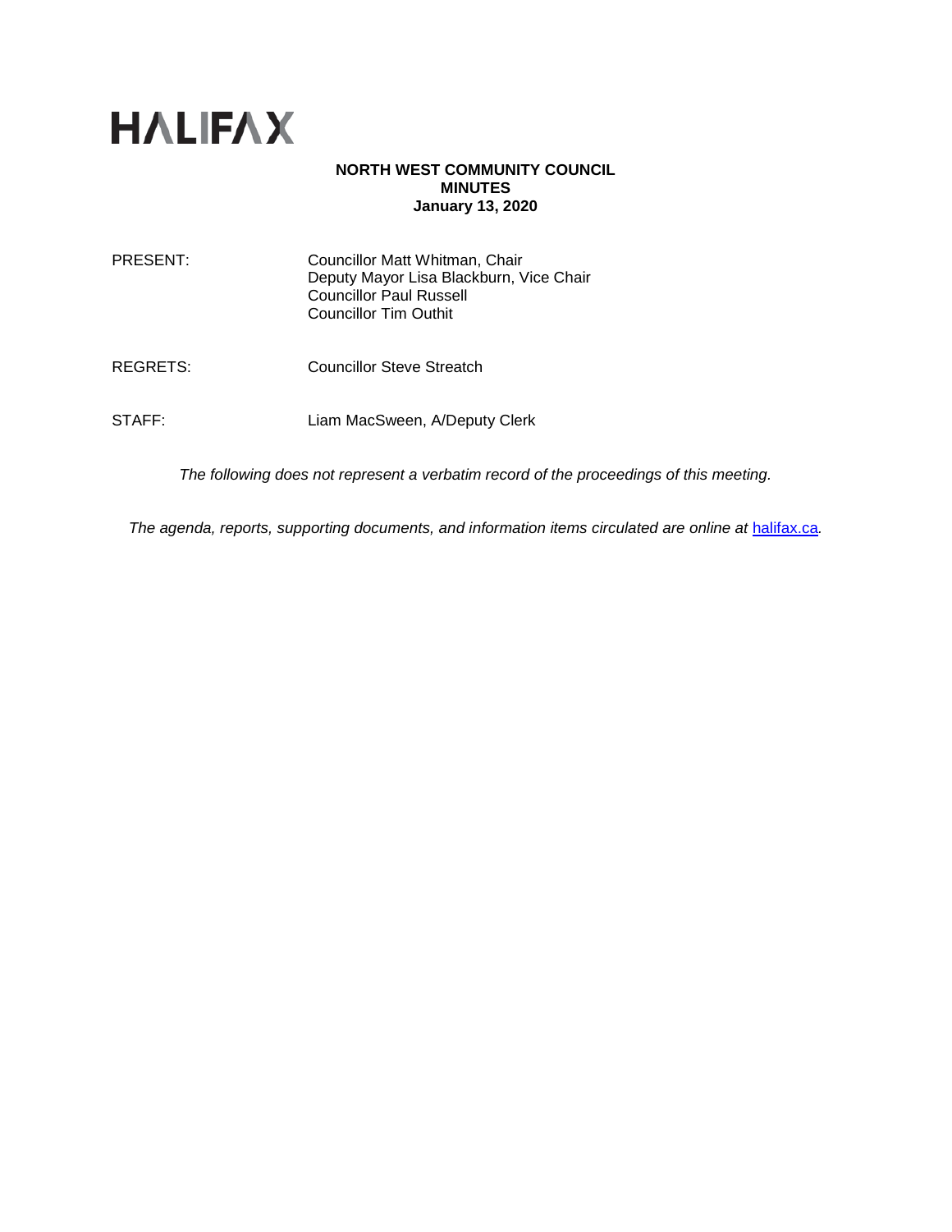HALIFAX

**NORTH WEST COMMUNITY COUNCIL**
**MINUTES**
**January 13, 2020**

PRESENT: Councillor Matt Whitman, Chair
Deputy Mayor Lisa Blackburn, Vice Chair
Councillor Paul Russell
Councillor Tim Outhit

REGRETS: Councillor Steve Streatch

STAFF: Liam MacSween, A/Deputy Clerk

*The following does not represent a verbatim record of the proceedings of this meeting.*

*The agenda, reports, supporting documents, and information items circulated are online at [halifax.ca](halifax.ca).*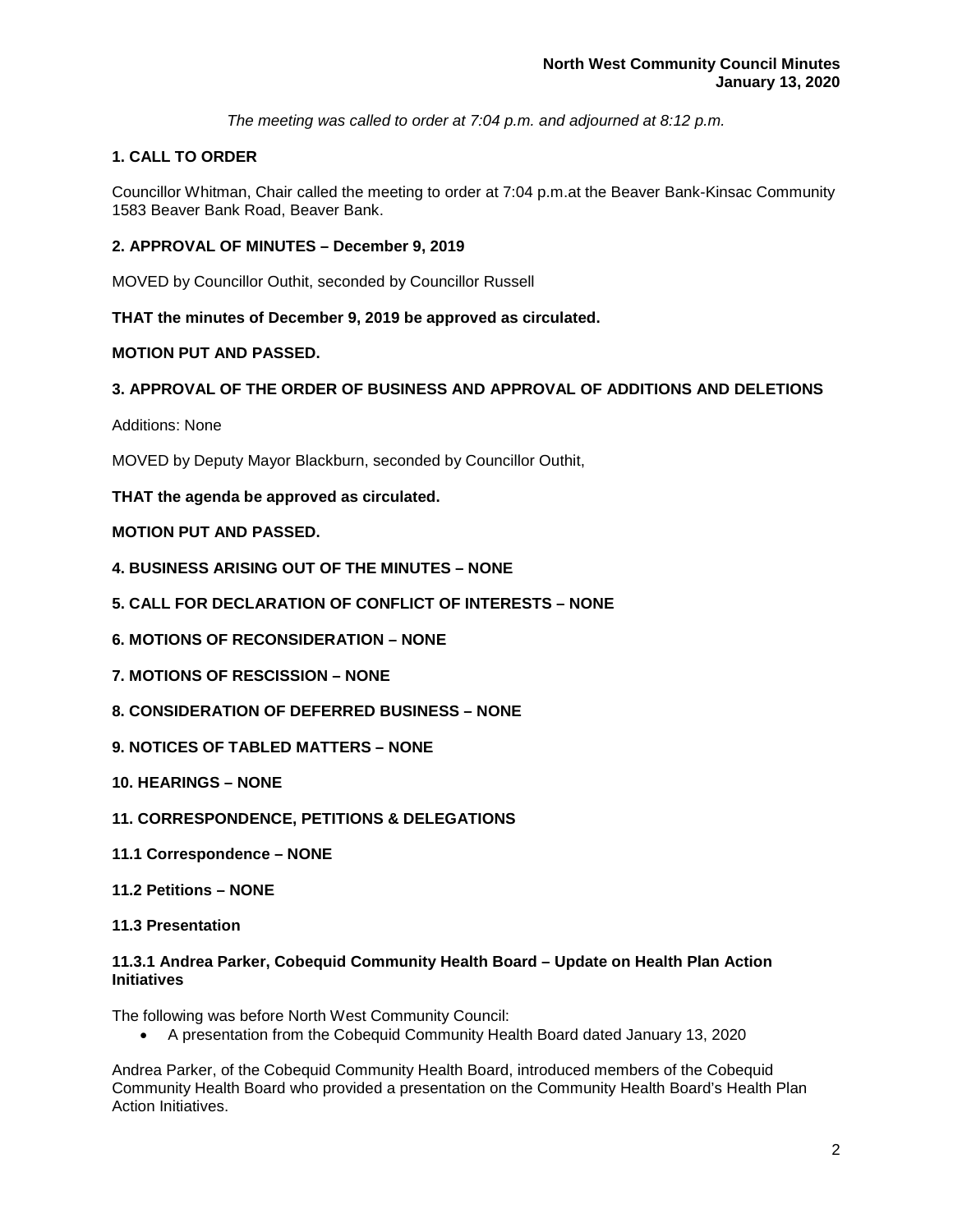*The meeting was called to order at 7:04 p.m. and adjourned at 8:12 p.m.*

**1. CALL TO ORDER**

Councillor Whitman, Chair called the meeting to order at 7:04 p.m.at the Beaver Bank-Kinsac Community 1583 Beaver Bank Road, Beaver Bank.

**2. APPROVAL OF MINUTES – December 9, 2019**

MOVED by Councillor Outhit, seconded by Councillor Russell

**THAT the minutes of December 9, 2019 be approved as circulated.**

**MOTION PUT AND PASSED.**

**3. APPROVAL OF THE ORDER OF BUSINESS AND APPROVAL OF ADDITIONS AND DELETIONS**

Additions: None

MOVED by Deputy Mayor Blackburn, seconded by Councillor Outhit,

**THAT the agenda be approved as circulated.**

**MOTION PUT AND PASSED.**

**4. BUSINESS ARISING OUT OF THE MINUTES – NONE**

**5. CALL FOR DECLARATION OF CONFLICT OF INTERESTS – NONE**

**6. MOTIONS OF RECONSIDERATION – NONE**

**7. MOTIONS OF RESCISSION – NONE**

**8. CONSIDERATION OF DEFERRED BUSINESS – NONE**

**9. NOTICES OF TABLED MATTERS – NONE**

**10. HEARINGS – NONE**

**11. CORRESPONDENCE, PETITIONS & DELEGATIONS**

**11.1 Correspondence – NONE**

**11.2 Petitions – NONE**

**11.3 Presentation**

**11.3.1 Andrea Parker, Cobequid Community Health Board – Update on Health Plan Action Initiatives**

The following was before North West Community Council:

- A presentation from the Cobequid Community Health Board dated January 13, 2020

Andrea Parker, of the Cobequid Community Health Board, introduced members of the Cobequid Community Health Board who provided a presentation on the Community Health Board's Health Plan Action Initiatives.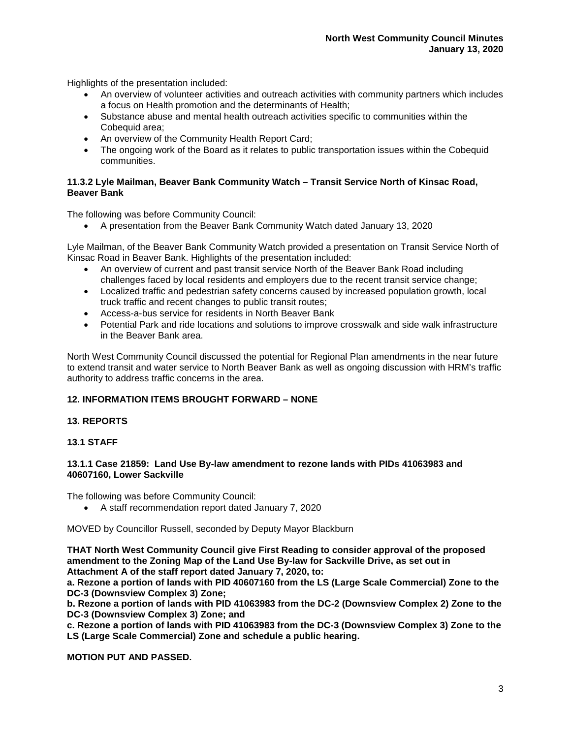Highlights of the presentation included:

- An overview of volunteer activities and outreach activities with community partners which includes a focus on Health promotion and the determinants of Health;
- Substance abuse and mental health outreach activities specific to communities within the Cobequid area;
- An overview of the Community Health Report Card;
- The ongoing work of the Board as it relates to public transportation issues within the Cobequid communities.

**11.3.2 Lyle Mailman, Beaver Bank Community Watch – Transit Service North of Kinsac Road, Beaver Bank**

The following was before Community Council:

- A presentation from the Beaver Bank Community Watch dated January 13, 2020

Lyle Mailman, of the Beaver Bank Community Watch provided a presentation on Transit Service North of Kinsac Road in Beaver Bank. Highlights of the presentation included:

- An overview of current and past transit service North of the Beaver Bank Road including challenges faced by local residents and employers due to the recent transit service change;
- Localized traffic and pedestrian safety concerns caused by increased population growth, local truck traffic and recent changes to public transit routes;
- Access-a-bus service for residents in North Beaver Bank
- Potential Park and ride locations and solutions to improve crosswalk and side walk infrastructure in the Beaver Bank area.

North West Community Council discussed the potential for Regional Plan amendments in the near future to extend transit and water service to North Beaver Bank as well as ongoing discussion with HRM's traffic authority to address traffic concerns in the area.

**12. INFORMATION ITEMS BROUGHT FORWARD – NONE**

**13. REPORTS**

**13.1 STAFF**

**13.1.1 Case 21859: Land Use By-law amendment to rezone lands with PIDs 41063983 and 40607160, Lower Sackville**

The following was before Community Council:

- A staff recommendation report dated January 7, 2020

MOVED by Councillor Russell, seconded by Deputy Mayor Blackburn

**THAT North West Community Council give First Reading to consider approval of the proposed amendment to the Zoning Map of the Land Use By-law for Sackville Drive, as set out in Attachment A of the staff report dated January 7, 2020, to:**
**a. Rezone a portion of lands with PID 40607160 from the LS (Large Scale Commercial) Zone to the DC-3 (Downsview Complex 3) Zone;**
**b. Rezone a portion of lands with PID 41063983 from the DC-2 (Downsview Complex 2) Zone to the DC-3 (Downsview Complex 3) Zone; and**
**c. Rezone a portion of lands with PID 41063983 from the DC-3 (Downsview Complex 3) Zone to the LS (Large Scale Commercial) Zone and schedule a public hearing.**

**MOTION PUT AND PASSED.**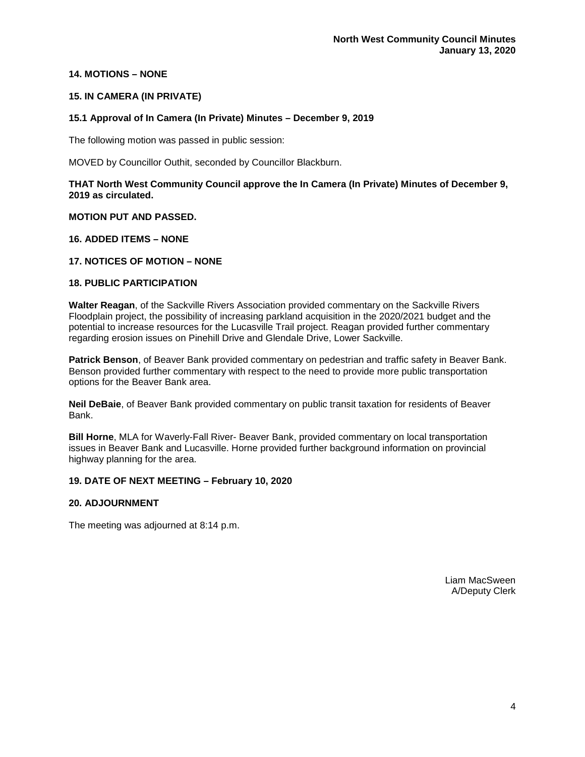**14. MOTIONS – NONE**

**15. IN CAMERA (IN PRIVATE)**

**15.1 Approval of In Camera (In Private) Minutes – December 9, 2019**

The following motion was passed in public session:

MOVED by Councillor Outhit, seconded by Councillor Blackburn.

**THAT North West Community Council approve the In Camera (In Private) Minutes of December 9, 2019 as circulated.**

**MOTION PUT AND PASSED.**

**16. ADDED ITEMS – NONE**

**17. NOTICES OF MOTION – NONE**

**18. PUBLIC PARTICIPATION**

**Walter Reagan**, of the Sackville Rivers Association provided commentary on the Sackville Rivers Floodplain project, the possibility of increasing parkland acquisition in the 2020/2021 budget and the potential to increase resources for the Lucasville Trail project. Reagan provided further commentary regarding erosion issues on Pinehill Drive and Glendale Drive, Lower Sackville.

**Patrick Benson**, of Beaver Bank provided commentary on pedestrian and traffic safety in Beaver Bank. Benson provided further commentary with respect to the need to provide more public transportation options for the Beaver Bank area.

**Neil DeBaie**, of Beaver Bank provided commentary on public transit taxation for residents of Beaver Bank.

**Bill Horne**, MLA for Waverly-Fall River- Beaver Bank, provided commentary on local transportation issues in Beaver Bank and Lucasville. Horne provided further background information on provincial highway planning for the area.

**19. DATE OF NEXT MEETING – February 10, 2020**

**20. ADJOURNMENT**

The meeting was adjourned at 8:14 p.m.

Liam MacSween
A/Deputy Clerk